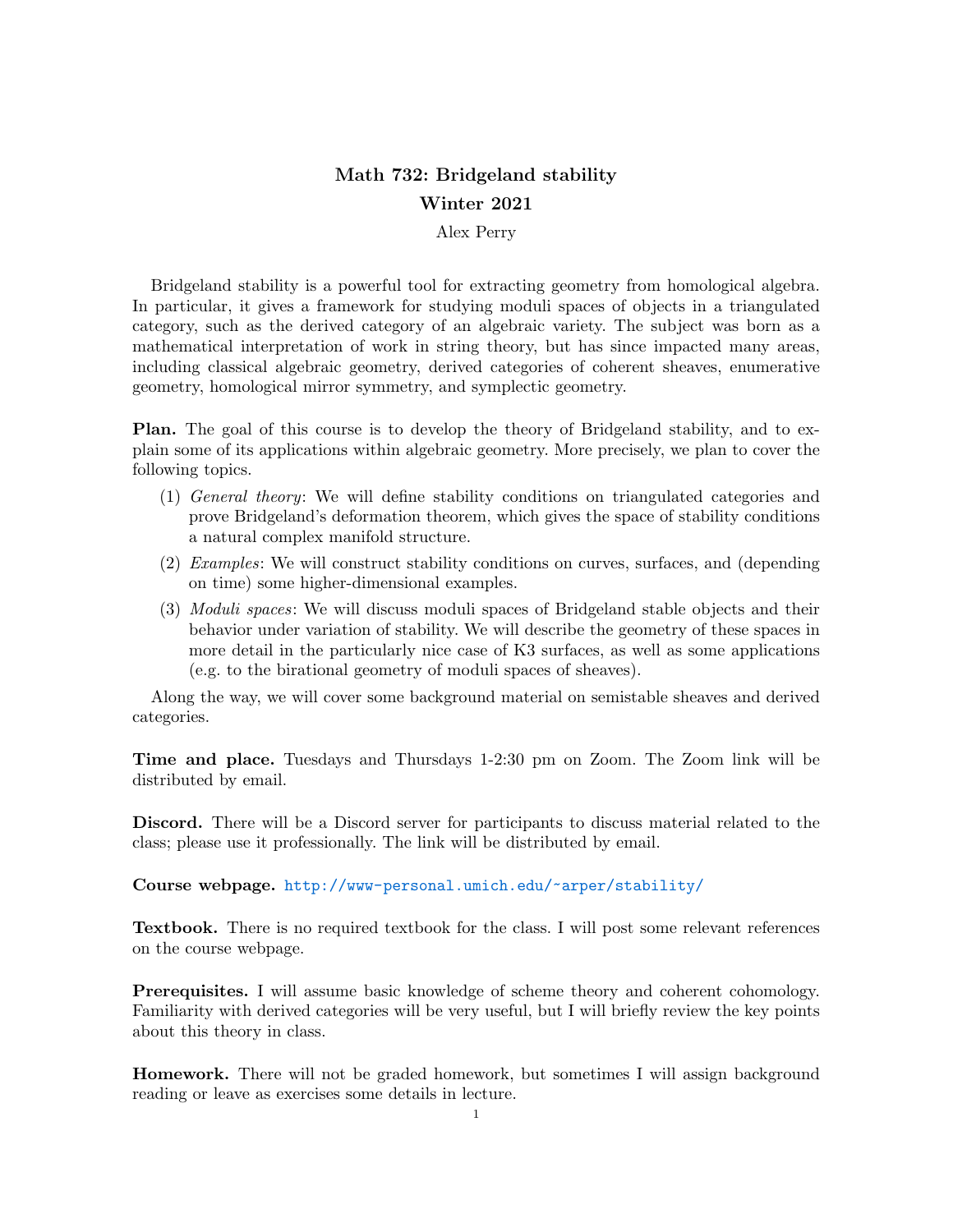# Math 732: Bridgeland stability

## Winter 2021

Alex Perry

Bridgeland stability is a powerful tool for extracting geometry from homological algebra. In particular, it gives a framework for studying moduli spaces of objects in a triangulated category, such as the derived category of an algebraic variety. The subject was born as a mathematical interpretation of work in string theory, but has since impacted many areas, including classical algebraic geometry, derived categories of coherent sheaves, enumerative geometry, homological mirror symmetry, and symplectic geometry.

**Plan.** The goal of this course is to develop the theory of Bridgeland stability, and to explain some of its applications within algebraic geometry. More precisely, we plan to cover the following topics.

1. *General theory*: We will define stability conditions on triangulated categories and prove Bridgeland's deformation theorem, which gives the space of stability conditions a natural complex manifold structure.
2. *Examples*: We will construct stability conditions on curves, surfaces, and (depending on time) some higher-dimensional examples.
3. *Moduli spaces*: We will discuss moduli spaces of Bridgeland stable objects and their behavior under variation of stability. We will describe the geometry of these spaces in more detail in the particularly nice case of K3 surfaces, as well as some applications (e.g. to the birational geometry of moduli spaces of sheaves).

Along the way, we will cover some background material on semistable sheaves and derived categories.

**Time and place.** Tuesdays and Thursdays 1-2:30 pm on Zoom. The Zoom link will be distributed by email.

**Discord.** There will be a Discord server for participants to discuss material related to the class; please use it professionally. The link will be distributed by email.

**Course webpage.** http://www-personal.umich.edu/~arper/stability/

**Textbook.** There is no required textbook for the class. I will post some relevant references on the course webpage.

**Prerequisites.** I will assume basic knowledge of scheme theory and coherent cohomology. Familiarity with derived categories will be very useful, but I will briefly review the key points about this theory in class.

**Homework.** There will not be graded homework, but sometimes I will assign background reading or leave as exercises some details in lecture.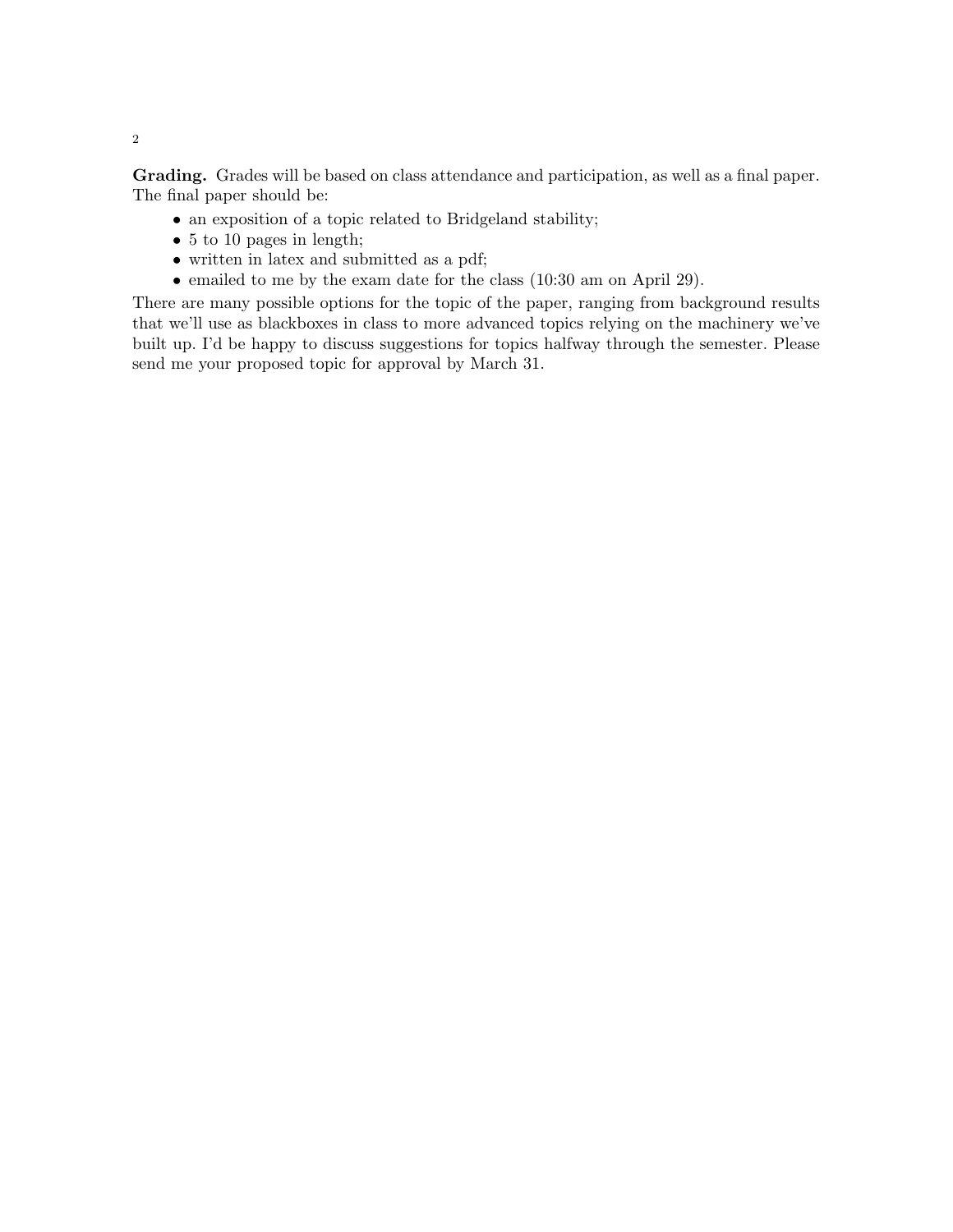**Grading.** Grades will be based on class attendance and participation, as well as a final paper. The final paper should be:

- an exposition of a topic related to Bridgeland stability;
- 5 to 10 pages in length;
- written in latex and submitted as a pdf;
- emailed to me by the exam date for the class (10:30 am on April 29).

There are many possible options for the topic of the paper, ranging from background results that we'll use as blackboxes in class to more advanced topics relying on the machinery we've built up. I'd be happy to discuss suggestions for topics halfway through the semester. Please send me your proposed topic for approval by March 31.